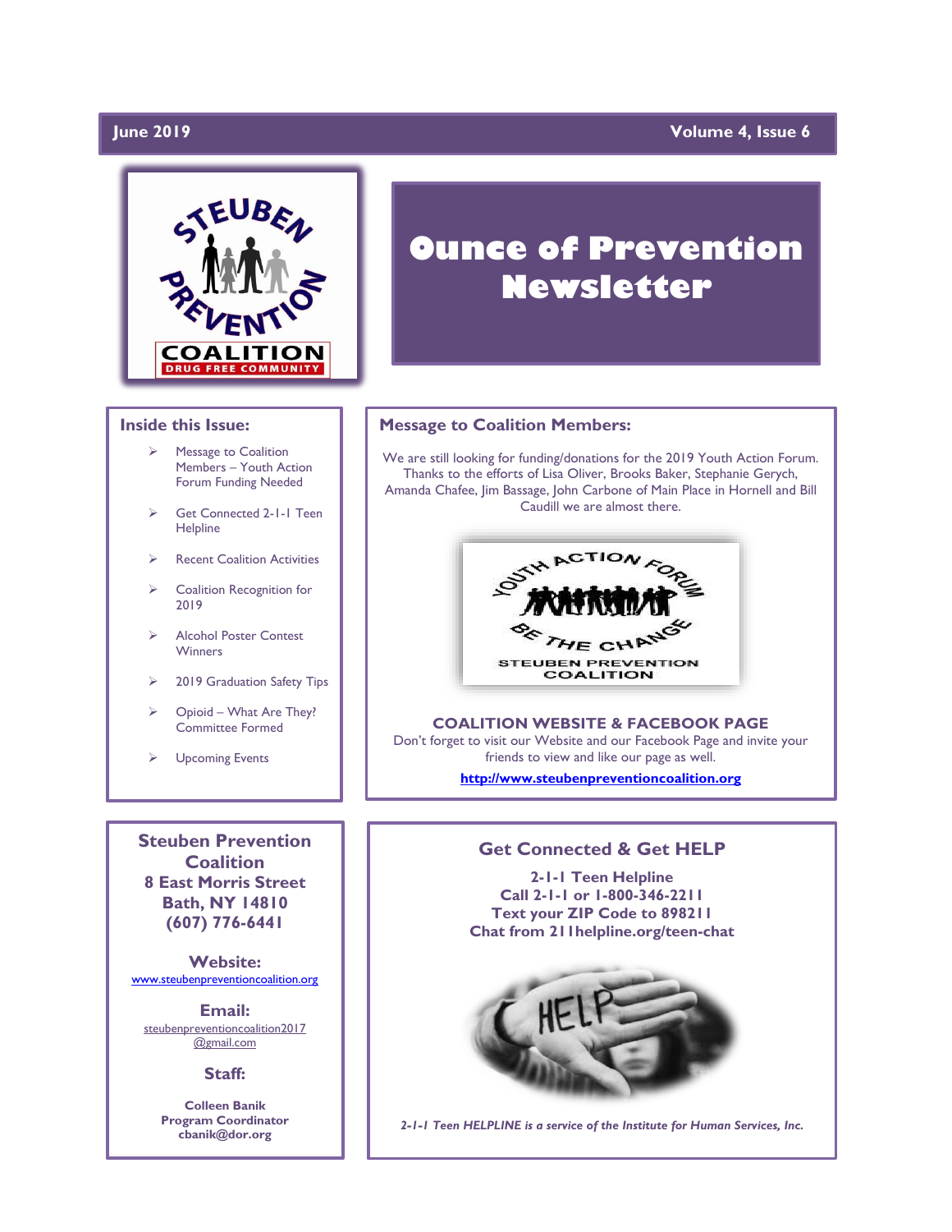June 2019 | Volume 4, Issue 6

# Ounce of Prevention Newsletter

## Inside this Issue:

- Message to Coalition Members – Youth Action Forum Funding Needed
- Get Connected 2-1-1 Teen Helpline
- Recent Coalition Activities
- Coalition Recognition for 2019
- Alcohol Poster Contest Winners
- 2019 Graduation Safety Tips
- Opioid – What Are They? Committee Formed
- Upcoming Events

## Message to Coalition Members:

We are still looking for funding/donations for the 2019 Youth Action Forum. Thanks to the efforts of Lisa Oliver, Brooks Baker, Stephanie Gerych, Amanda Chafee, Jim Bassage, John Carbone of Main Place in Hornell and Bill Caudill we are almost there.

### COALITION WEBSITE & FACEBOOK PAGE

Don't forget to visit our Website and our Facebook Page and invite your friends to view and like our page as well.

**http://www.steubenpreventioncoalition.org**

**Steuben Prevention Coalition**
**8 East Morris Street**
**Bath, NY 14810**
**(607) 776-6441**

**Website:**
www.steubenpreventioncoalition.org

**Email:**
steubenpreventioncoalition2017@gmail.com

**Staff:**

**Colleen Banik**
**Program Coordinator**
**cbanik@dor.org**

## Get Connected & Get HELP

**2-1-1 Teen Helpline**
**Call 2-1-1 or 1-800-346-2211**
**Text your ZIP Code to 898211**
**Chat from 211helpline.org/teen-chat**

***2-1-1 Teen HELPLINE is a service of the Institute for Human Services, Inc.***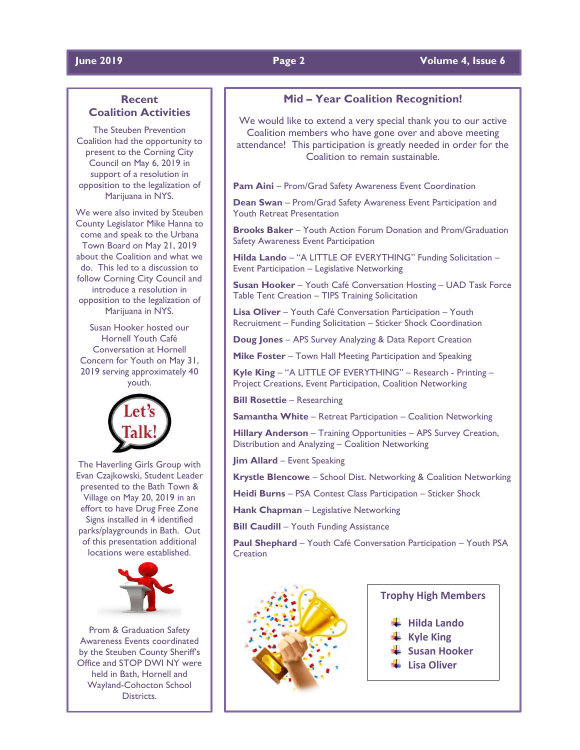## Recent Coalition Activities

The Steuben Prevention Coalition had the opportunity to present to the Corning City Council on May 6, 2019 in support of a resolution in opposition to the legalization of Marijuana in NYS.

We were also invited by Steuben County Legislator Mike Hanna to come and speak to the Urbana Town Board on May 21, 2019 about the Coalition and what we do. This led to a discussion to follow Corning City Council and introduce a resolution in opposition to the legalization of Marijuana in NYS.

Susan Hooker hosted our Hornell Youth Café Conversation at Hornell Concern for Youth on May 31, 2019 serving approximately 40 youth.

The Haverling Girls Group with Evan Czajkowski, Student Leader presented to the Bath Town & Village on May 20, 2019 in an effort to have Drug Free Zone Signs installed in 4 identified parks/playgrounds in Bath. Out of this presentation additional locations were established.

Prom & Graduation Safety Awareness Events coordinated by the Steuben County Sheriff's Office and STOP DWI NY were held in Bath, Hornell and Wayland-Cohocton School Districts.

## Mid – Year Coalition Recognition!

We would like to extend a very special thank you to our active Coalition members who have gone over and above meeting attendance! This participation is greatly needed in order for the Coalition to remain sustainable.

**Pam Aini** – Prom/Grad Safety Awareness Event Coordination

**Dean Swan** – Prom/Grad Safety Awareness Event Participation and Youth Retreat Presentation

**Brooks Baker** – Youth Action Forum Donation and Prom/Graduation Safety Awareness Event Participation

**Hilda Lando** – "A LITTLE OF EVERYTHING" Funding Solicitation – Event Participation – Legislative Networking

**Susan Hooker** – Youth Café Conversation Hosting – UAD Task Force Table Tent Creation – TIPS Training Solicitation

**Lisa Oliver** – Youth Café Conversation Participation – Youth Recruitment – Funding Solicitation – Sticker Shock Coordination

**Doug Jones** – APS Survey Analyzing & Data Report Creation

**Mike Foster** – Town Hall Meeting Participation and Speaking

**Kyle King** – "A LITTLE OF EVERYTHING" – Research - Printing – Project Creations, Event Participation, Coalition Networking

**Bill Rosettie** – Researching

**Samantha White** – Retreat Participation – Coalition Networking

**Hillary Anderson** – Training Opportunities – APS Survey Creation, Distribution and Analyzing – Coalition Networking

**Jim Allard** – Event Speaking

**Krystle Blencowe** – School Dist. Networking & Coalition Networking

**Heidi Burns** – PSA Contest Class Participation – Sticker Shock

**Hank Chapman** – Legislative Networking

**Bill Caudill** – Youth Funding Assistance

**Paul Shephard** – Youth Café Conversation Participation – Youth PSA Creation

### Trophy High Members

- **Hilda Lando**
- **Kyle King**
- **Susan Hooker**
- **Lisa Oliver**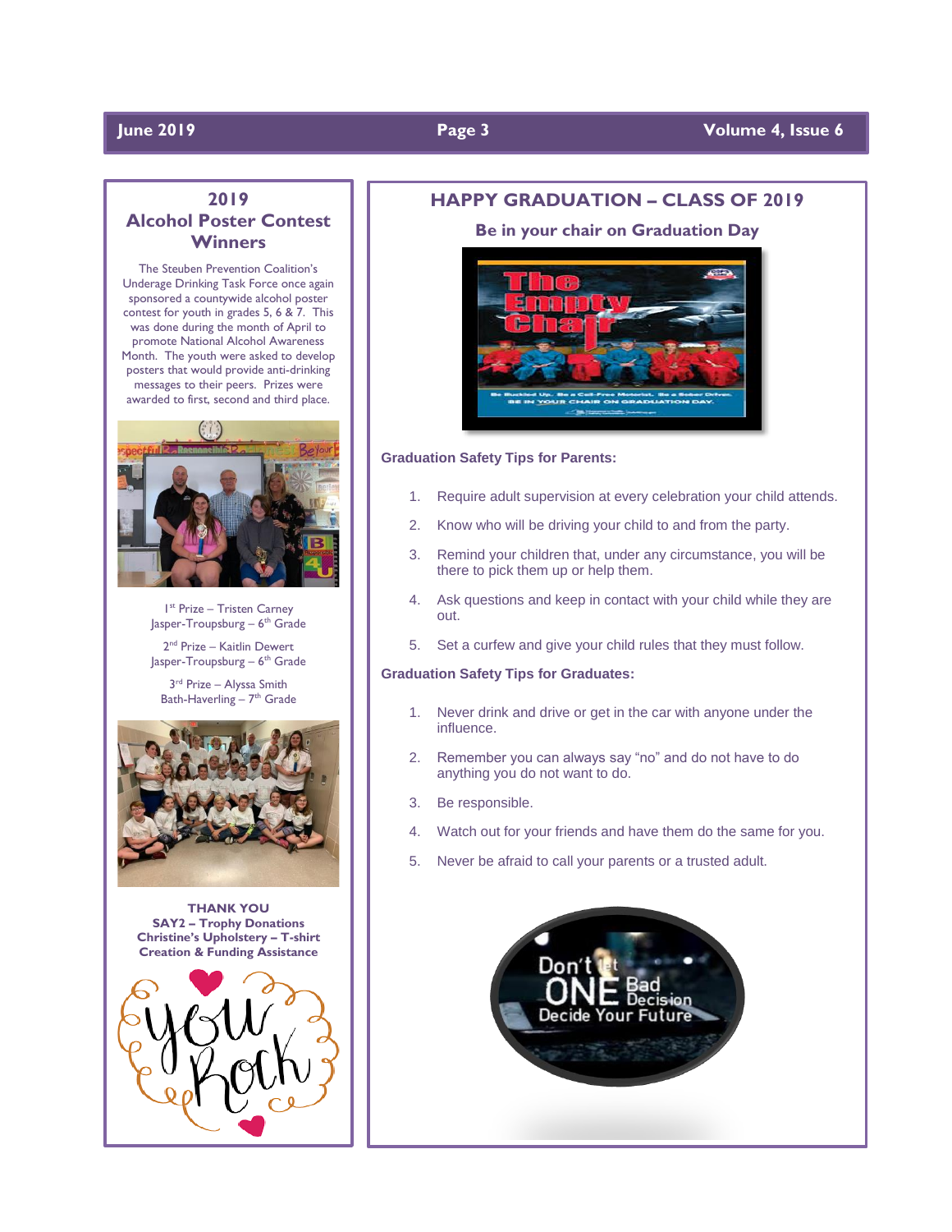## 2019 Alcohol Poster Contest Winners

The Steuben Prevention Coalition's Underage Drinking Task Force once again sponsored a countywide alcohol poster contest for youth in grades 5, 6 & 7. This was done during the month of April to promote National Alcohol Awareness Month. The youth were asked to develop posters that would provide anti-drinking messages to their peers. Prizes were awarded to first, second and third place.

1st Prize – Tristen Carney
Jasper-Troupsburg – 6th Grade

2nd Prize – Kaitlin Dewert
Jasper-Troupsburg – 6th Grade

3rd Prize – Alyssa Smith
Bath-Haverling – 7th Grade

**THANK YOU**
**SAY2 – Trophy Donations**
**Christine's Upholstery – T-shirt Creation & Funding Assistance**

## HAPPY GRADUATION – CLASS OF 2019

### Be in your chair on Graduation Day

**Graduation Safety Tips for Parents:**

1. Require adult supervision at every celebration your child attends.
2. Know who will be driving your child to and from the party.
3. Remind your children that, under any circumstance, you will be there to pick them up or help them.
4. Ask questions and keep in contact with your child while they are out.
5. Set a curfew and give your child rules that they must follow.

**Graduation Safety Tips for Graduates:**

1. Never drink and drive or get in the car with anyone under the influence.
2. Remember you can always say "no" and do not have to do anything you do not want to do.
3. Be responsible.
4. Watch out for your friends and have them do the same for you.
5. Never be afraid to call your parents or a trusted adult.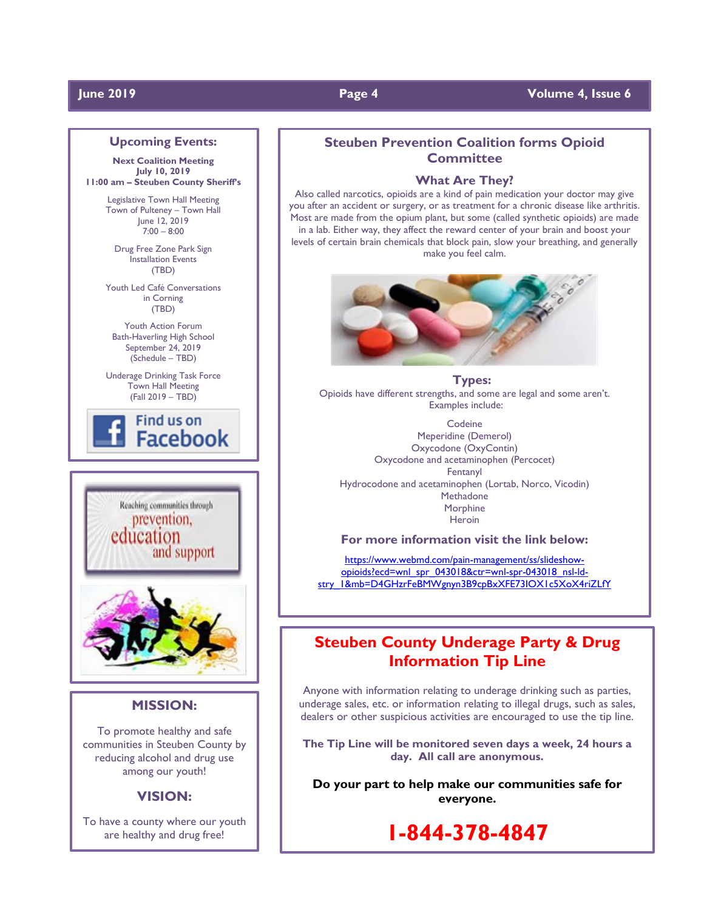## Upcoming Events:

**Next Coalition Meeting**
**July 10, 2019**
**11:00 am – Steuben County Sheriff's**

Legislative Town Hall Meeting
Town of Pulteney – Town Hall
June 12, 2019
7:00 – 8:00

Drug Free Zone Park Sign
Installation Events
(TBD)

Youth Led Café Conversations
in Corning
(TBD)

Youth Action Forum
Bath-Haverling High School
September 24, 2019
(Schedule – TBD)

Underage Drinking Task Force
Town Hall Meeting
(Fall 2019 – TBD)

Find us on Facebook

Reaching communities through prevention, education and support

## MISSION:

To promote healthy and safe communities in Steuben County by reducing alcohol and drug use among our youth!

## VISION:

To have a county where our youth are healthy and drug free!

## Steuben Prevention Coalition forms Opioid Committee

### What Are They?

Also called narcotics, opioids are a kind of pain medication your doctor may give you after an accident or surgery, or as treatment for a chronic disease like arthritis. Most are made from the opium plant, but some (called synthetic opioids) are made in a lab. Either way, they affect the reward center of your brain and boost your levels of certain brain chemicals that block pain, slow your breathing, and generally make you feel calm.

### Types:

Opioids have different strengths, and some are legal and some aren't. Examples include:

Codeine
Meperidine (Demerol)
Oxycodone (OxyContin)
Oxycodone and acetaminophen (Percocet)
Fentanyl
Hydrocodone and acetaminophen (Lortab, Norco, Vicodin)
Methadone
Morphine
Heroin

### For more information visit the link below:

https://www.webmd.com/pain-management/ss/slideshow-opioids?ecd=wnl_spr_043018&ctr=wnl-spr-043018_nsl-ld-stry_1&mb=D4GHzrFeBMWgnyn3B9cpBxXFE73IOX1c5XoX4riZLfY

## Steuben County Underage Party & Drug Information Tip Line

Anyone with information relating to underage drinking such as parties, underage sales, etc. or information relating to illegal drugs, such as sales, dealers or other suspicious activities are encouraged to use the tip line.

**The Tip Line will be monitored seven days a week, 24 hours a day. All call are anonymous.**

**Do your part to help make our communities safe for everyone.**

**1-844-378-4847**